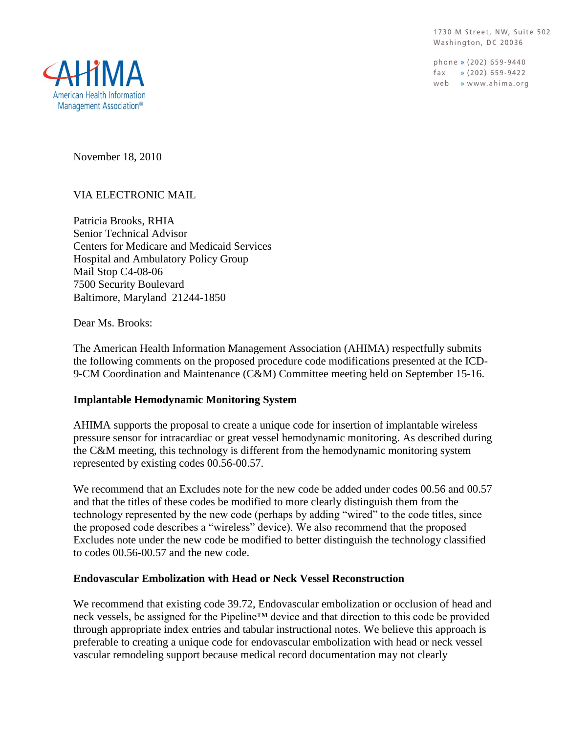1730 M Street, NW, Suite 502
Washington, DC 20036

phone » (202) 659-9440
fax » (202) 659-9422
web » www.ahima.org

AHIMA
American Health Information Management Association®

November 18, 2010

VIA ELECTRONIC MAIL

Patricia Brooks, RHIA
Senior Technical Advisor
Centers for Medicare and Medicaid Services
Hospital and Ambulatory Policy Group
Mail Stop C4-08-06
7500 Security Boulevard
Baltimore, Maryland 21244-1850

Dear Ms. Brooks:

The American Health Information Management Association (AHIMA) respectfully submits the following comments on the proposed procedure code modifications presented at the ICD-9-CM Coordination and Maintenance (C&M) Committee meeting held on September 15-16.

**Implantable Hemodynamic Monitoring System**

AHIMA supports the proposal to create a unique code for insertion of implantable wireless pressure sensor for intracardiac or great vessel hemodynamic monitoring. As described during the C&M meeting, this technology is different from the hemodynamic monitoring system represented by existing codes 00.56-00.57.

We recommend that an Excludes note for the new code be added under codes 00.56 and 00.57 and that the titles of these codes be modified to more clearly distinguish them from the technology represented by the new code (perhaps by adding "wired" to the code titles, since the proposed code describes a "wireless" device). We also recommend that the proposed Excludes note under the new code be modified to better distinguish the technology classified to codes 00.56-00.57 and the new code.

**Endovascular Embolization with Head or Neck Vessel Reconstruction**

We recommend that existing code 39.72, Endovascular embolization or occlusion of head and neck vessels, be assigned for the Pipeline™ device and that direction to this code be provided through appropriate index entries and tabular instructional notes. We believe this approach is preferable to creating a unique code for endovascular embolization with head or neck vessel vascular remodeling support because medical record documentation may not clearly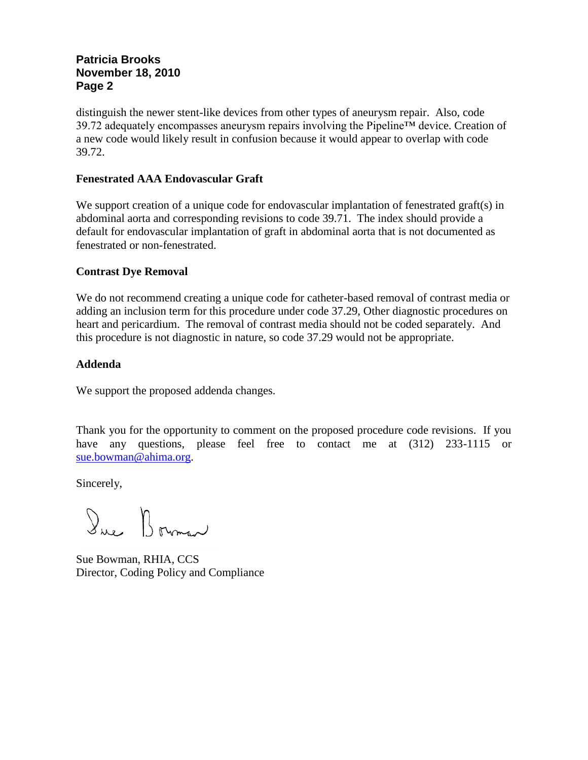distinguish the newer stent-like devices from other types of aneurysm repair. Also, code 39.72 adequately encompasses aneurysm repairs involving the Pipeline™ device. Creation of a new code would likely result in confusion because it would appear to overlap with code 39.72.

**Fenestrated AAA Endovascular Graft**

We support creation of a unique code for endovascular implantation of fenestrated graft(s) in abdominal aorta and corresponding revisions to code 39.71. The index should provide a default for endovascular implantation of graft in abdominal aorta that is not documented as fenestrated or non-fenestrated.

**Contrast Dye Removal**

We do not recommend creating a unique code for catheter-based removal of contrast media or adding an inclusion term for this procedure under code 37.29, Other diagnostic procedures on heart and pericardium. The removal of contrast media should not be coded separately. And this procedure is not diagnostic in nature, so code 37.29 would not be appropriate.

**Addenda**

We support the proposed addenda changes.

Thank you for the opportunity to comment on the proposed procedure code revisions. If you have any questions, please feel free to contact me at (312) 233-1115 or sue.bowman@ahima.org.

Sincerely,

Sue Bowman

Sue Bowman, RHIA, CCS
Director, Coding Policy and Compliance